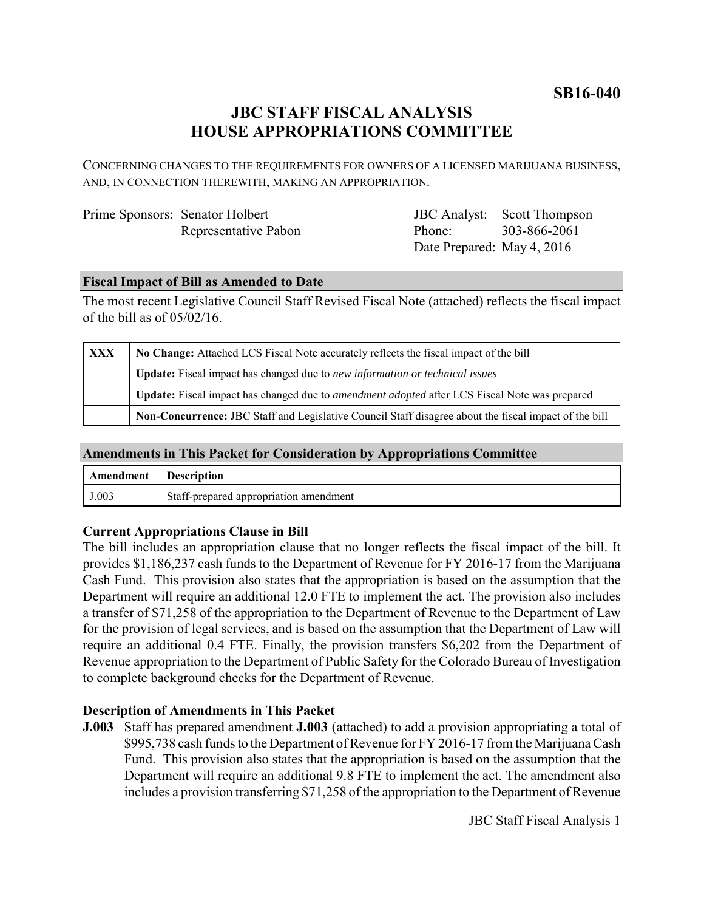**SB16-040**

# JBC STAFF FISCAL ANALYSIS
# HOUSE APPROPRIATIONS COMMITTEE

CONCERNING CHANGES TO THE REQUIREMENTS FOR OWNERS OF A LICENSED MARIJUANA BUSINESS, AND, IN CONNECTION THEREWITH, MAKING AN APPROPRIATION.

| Prime Sponsors: | Senator Holbert | JBC Analyst: | Scott Thompson |
|---|---|---|---|
| | Representative Pabon | Phone: | 303-866-2061 |
| | | Date Prepared: | May 4, 2016 |

## Fiscal Impact of Bill as Amended to Date

The most recent Legislative Council Staff Revised Fiscal Note (attached) reflects the fiscal impact of the bill as of 05/02/16.

| | |
|---|---|
| XXX | **No Change:** Attached LCS Fiscal Note accurately reflects the fiscal impact of the bill |
| | **Update:** Fiscal impact has changed due to *new information or technical issues* |
| | **Update:** Fiscal impact has changed due to *amendment adopted* after LCS Fiscal Note was prepared |
| | **Non-Concurrence:** JBC Staff and Legislative Council Staff disagree about the fiscal impact of the bill |

## Amendments in This Packet for Consideration by Appropriations Committee

| Amendment | Description |
|---|---|
| J.003 | Staff-prepared appropriation amendment |

### Current Appropriations Clause in Bill

The bill includes an appropriation clause that no longer reflects the fiscal impact of the bill. It provides $1,186,237 cash funds to the Department of Revenue for FY 2016-17 from the Marijuana Cash Fund. This provision also states that the appropriation is based on the assumption that the Department will require an additional 12.0 FTE to implement the act. The provision also includes a transfer of $71,258 of the appropriation to the Department of Revenue to the Department of Law for the provision of legal services, and is based on the assumption that the Department of Law will require an additional 0.4 FTE. Finally, the provision transfers $6,202 from the Department of Revenue appropriation to the Department of Public Safety for the Colorado Bureau of Investigation to complete background checks for the Department of Revenue.

### Description of Amendments in This Packet

**J.003** Staff has prepared amendment **J.003** (attached) to add a provision appropriating a total of $995,738 cash funds to the Department of Revenue for FY 2016-17 from the Marijuana Cash Fund. This provision also states that the appropriation is based on the assumption that the Department will require an additional 9.8 FTE to implement the act. The amendment also includes a provision transferring $71,258 of the appropriation to the Department of Revenue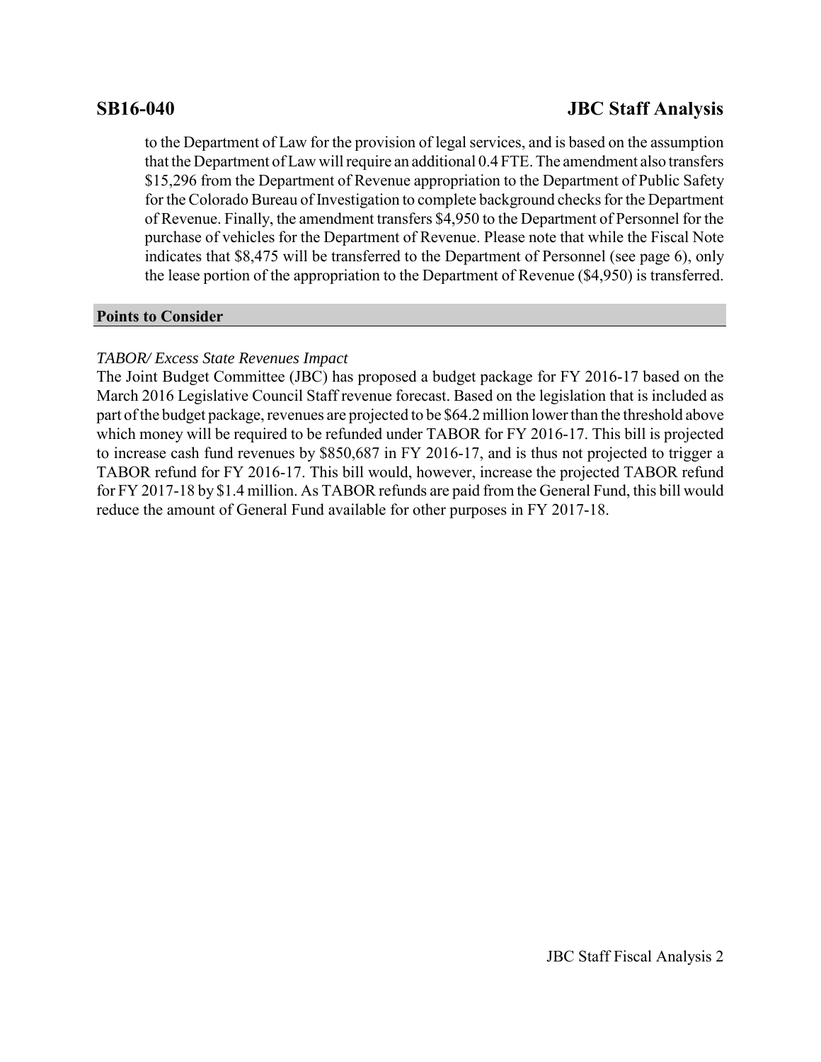to the Department of Law for the provision of legal services, and is based on the assumption that the Department of Law will require an additional 0.4 FTE. The amendment also transfers $15,296 from the Department of Revenue appropriation to the Department of Public Safety for the Colorado Bureau of Investigation to complete background checks for the Department of Revenue. Finally, the amendment transfers $4,950 to the Department of Personnel for the purchase of vehicles for the Department of Revenue. Please note that while the Fiscal Note indicates that $8,475 will be transferred to the Department of Personnel (see page 6), only the lease portion of the appropriation to the Department of Revenue ($4,950) is transferred.

## Points to Consider

*TABOR/ Excess State Revenues Impact*

The Joint Budget Committee (JBC) has proposed a budget package for FY 2016-17 based on the March 2016 Legislative Council Staff revenue forecast. Based on the legislation that is included as part of the budget package, revenues are projected to be $64.2 million lower than the threshold above which money will be required to be refunded under TABOR for FY 2016-17. This bill is projected to increase cash fund revenues by $850,687 in FY 2016-17, and is thus not projected to trigger a TABOR refund for FY 2016-17. This bill would, however, increase the projected TABOR refund for FY 2017-18 by $1.4 million. As TABOR refunds are paid from the General Fund, this bill would reduce the amount of General Fund available for other purposes in FY 2017-18.